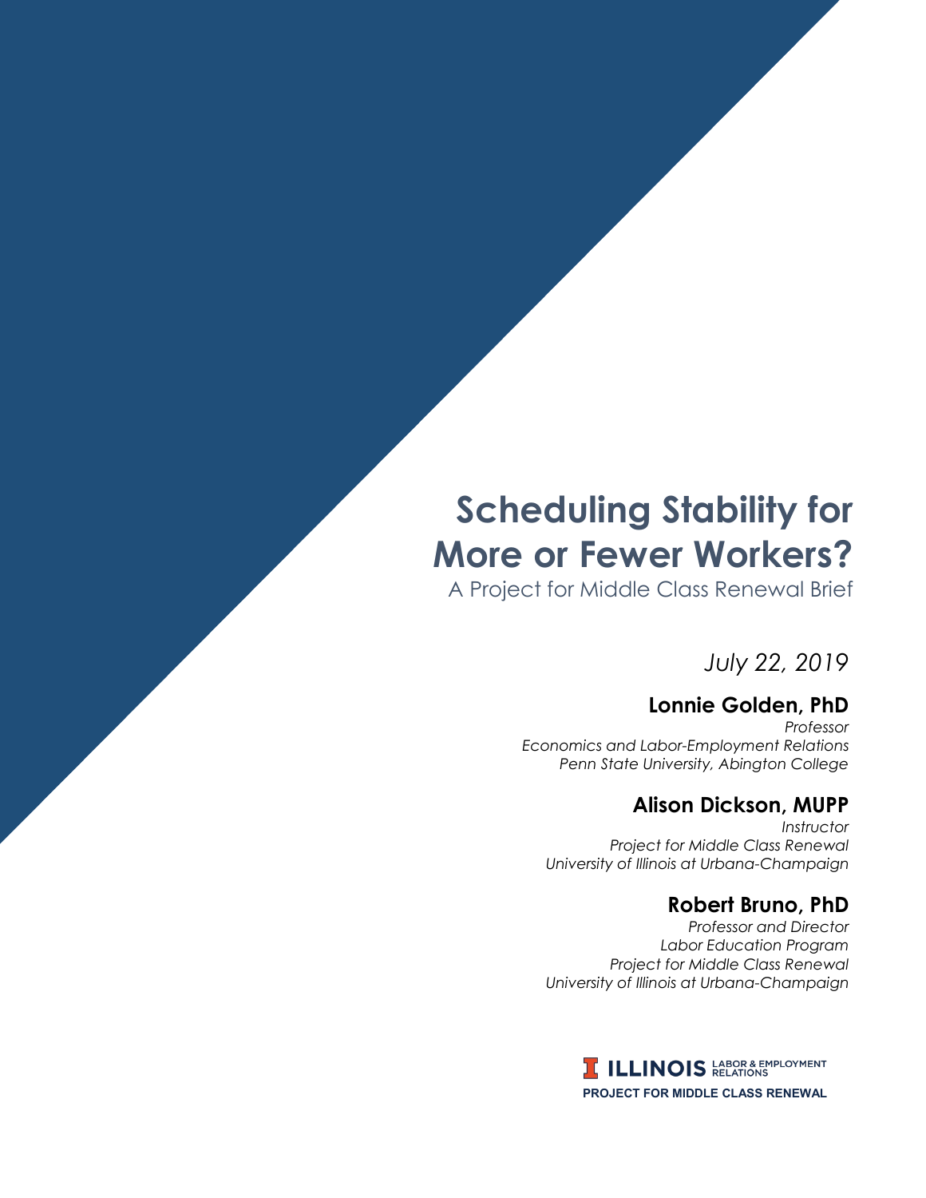# Scheduling Stability for More or Fewer Workers?

A Project for Middle Class Renewal Brief

*July 22, 2019*

**Lonnie Golden, PhD**

*Professor*
*Economics and Labor-Employment Relations*
*Penn State University, Abington College*

**Alison Dickson, MUPP**

*Instructor*
*Project for Middle Class Renewal*
*University of Illinois at Urbana-Champaign*

**Robert Bruno, PhD**

*Professor and Director*
*Labor Education Program*
*Project for Middle Class Renewal*
*University of Illinois at Urbana-Champaign*

ILLINOIS LABOR & EMPLOYMENT RELATIONS
PROJECT FOR MIDDLE CLASS RENEWAL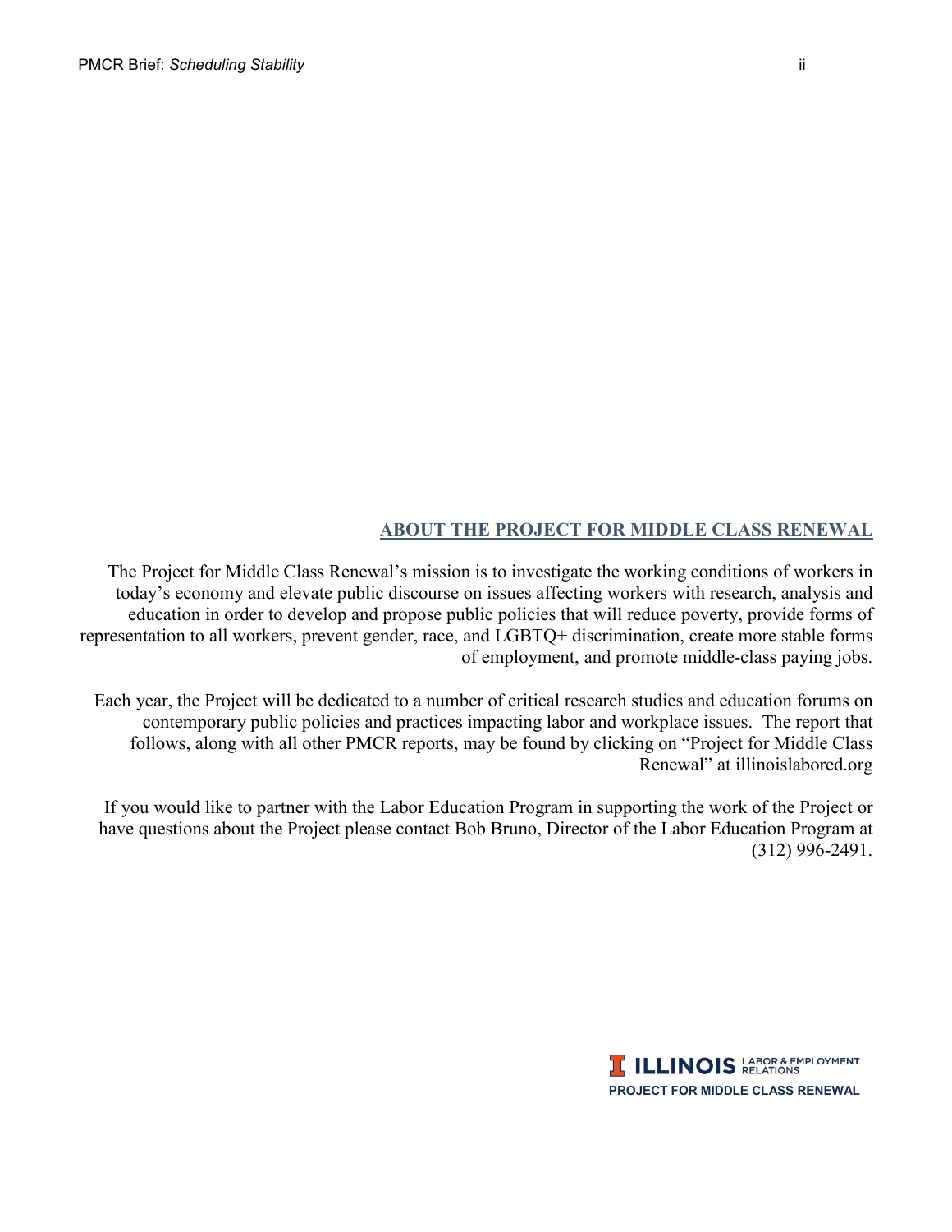## ABOUT THE PROJECT FOR MIDDLE CLASS RENEWAL

The Project for Middle Class Renewal's mission is to investigate the working conditions of workers in today's economy and elevate public discourse on issues affecting workers with research, analysis and education in order to develop and propose public policies that will reduce poverty, provide forms of representation to all workers, prevent gender, race, and LGBTQ+ discrimination, create more stable forms of employment, and promote middle-class paying jobs.

Each year, the Project will be dedicated to a number of critical research studies and education forums on contemporary public policies and practices impacting labor and workplace issues. The report that follows, along with all other PMCR reports, may be found by clicking on "Project for Middle Class Renewal" at illinoislabored.org

If you would like to partner with the Labor Education Program in supporting the work of the Project or have questions about the Project please contact Bob Bruno, Director of the Labor Education Program at (312) 996-2491.

ILLINOIS LABOR & EMPLOYMENT RELATIONS
PROJECT FOR MIDDLE CLASS RENEWAL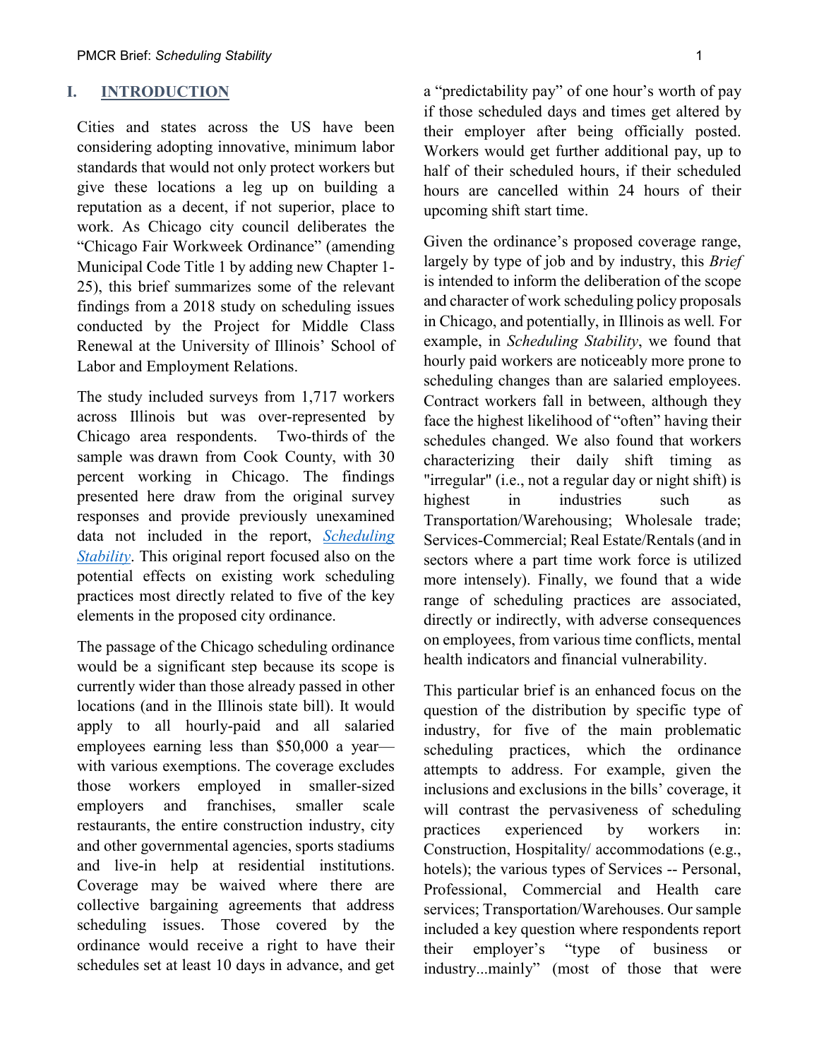## I. INTRODUCTION

Cities and states across the US have been considering adopting innovative, minimum labor standards that would not only protect workers but give these locations a leg up on building a reputation as a decent, if not superior, place to work. As Chicago city council deliberates the "Chicago Fair Workweek Ordinance" (amending Municipal Code Title 1 by adding new Chapter 1-25), this brief summarizes some of the relevant findings from a 2018 study on scheduling issues conducted by the Project for Middle Class Renewal at the University of Illinois' School of Labor and Employment Relations.

The study included surveys from 1,717 workers across Illinois but was over-represented by Chicago area respondents. Two-thirds of the sample was drawn from Cook County, with 30 percent working in Chicago. The findings presented here draw from the original survey responses and provide previously unexamined data not included in the report, *Scheduling Stability*. This original report focused also on the potential effects on existing work scheduling practices most directly related to five of the key elements in the proposed city ordinance.

The passage of the Chicago scheduling ordinance would be a significant step because its scope is currently wider than those already passed in other locations (and in the Illinois state bill). It would apply to all hourly-paid and all salaried employees earning less than $50,000 a year—with various exemptions. The coverage excludes those workers employed in smaller-sized employers and franchises, smaller scale restaurants, the entire construction industry, city and other governmental agencies, sports stadiums and live-in help at residential institutions. Coverage may be waived where there are collective bargaining agreements that address scheduling issues. Those covered by the ordinance would receive a right to have their schedules set at least 10 days in advance, and get a "predictability pay" of one hour's worth of pay if those scheduled days and times get altered by their employer after being officially posted. Workers would get further additional pay, up to half of their scheduled hours, if their scheduled hours are cancelled within 24 hours of their upcoming shift start time.

Given the ordinance's proposed coverage range, largely by type of job and by industry, this *Brief* is intended to inform the deliberation of the scope and character of work scheduling policy proposals in Chicago, and potentially, in Illinois as well. For example, in *Scheduling Stability*, we found that hourly paid workers are noticeably more prone to scheduling changes than are salaried employees. Contract workers fall in between, although they face the highest likelihood of "often" having their schedules changed. We also found that workers characterizing their daily shift timing as "irregular" (i.e., not a regular day or night shift) is highest in industries such as Transportation/Warehousing; Wholesale trade; Services-Commercial; Real Estate/Rentals (and in sectors where a part time work force is utilized more intensely). Finally, we found that a wide range of scheduling practices are associated, directly or indirectly, with adverse consequences on employees, from various time conflicts, mental health indicators and financial vulnerability.

This particular brief is an enhanced focus on the question of the distribution by specific type of industry, for five of the main problematic scheduling practices, which the ordinance attempts to address. For example, given the inclusions and exclusions in the bills' coverage, it will contrast the pervasiveness of scheduling practices experienced by workers in: Construction, Hospitality/ accommodations (e.g., hotels); the various types of Services -- Personal, Professional, Commercial and Health care services; Transportation/Warehouses. Our sample included a key question where respondents report their employer's "type of business or industry...mainly" (most of those that were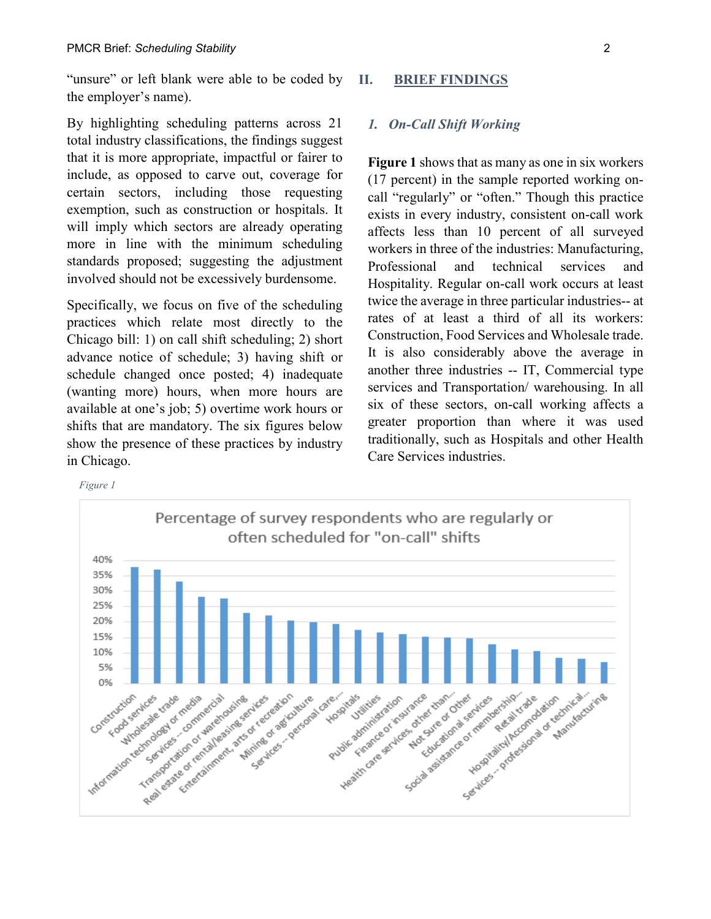"unsure" or left blank were able to be coded by the employer's name).

By highlighting scheduling patterns across 21 total industry classifications, the findings suggest that it is more appropriate, impactful or fairer to include, as opposed to carve out, coverage for certain sectors, including those requesting exemption, such as construction or hospitals. It will imply which sectors are already operating more in line with the minimum scheduling standards proposed; suggesting the adjustment involved should not be excessively burdensome.

Specifically, we focus on five of the scheduling practices which relate most directly to the Chicago bill: 1) on call shift scheduling; 2) short advance notice of schedule; 3) having shift or schedule changed once posted; 4) inadequate (wanting more) hours, when more hours are available at one's job; 5) overtime work hours or shifts that are mandatory. The six figures below show the presence of these practices by industry in Chicago.

## II. BRIEF FINDINGS

### *1. On-Call Shift Working*

**Figure 1** shows that as many as one in six workers (17 percent) in the sample reported working on-call "regularly" or "often." Though this practice exists in every industry, consistent on-call work affects less than 10 percent of all surveyed workers in three of the industries: Manufacturing, Professional and technical services and Hospitality. Regular on-call work occurs at least twice the average in three particular industries-- at rates of at least a third of all its workers: Construction, Food Services and Wholesale trade. It is also considerably above the average in another three industries -- IT, Commercial type services and Transportation/ warehousing. In all six of these sectors, on-call working affects a greater proportion than where it was used traditionally, such as Hospitals and other Health Care Services industries.

*Figure 1*

Percentage of survey respondents who are regularly or often scheduled for "on-call" shifts

| Industry | Approx. percentage |
|---|---|
| Construction | 38% |
| Food services | 37% |
| Wholesale trade | 33% |
| Information technology or media | 28% |
| Services -- commercial | 27.5% |
| Transportation or warehousing | 23% |
| Real estate or rental/leasing services | 22% |
| Entertainment, arts or recreation | 20.5% |
| Mining or agriculture | 20% |
| Services -- personal care,... | 19.5% |
| Hospitals | 17.5% |
| Utilities | 16.5% |
| Public administration | 16% |
| Finance or insurance | 15.5% |
| Health care services, other than... | 15% |
| Not Sure or Other | 15% |
| Educational services | 13% |
| Social assistance or membership... | 11% |
| Retail trade | 10.5% |
| Hospitality/Accomodation | 8.5% |
| Services -- professional or technical... | 8% |
| Manufacturing | 7% |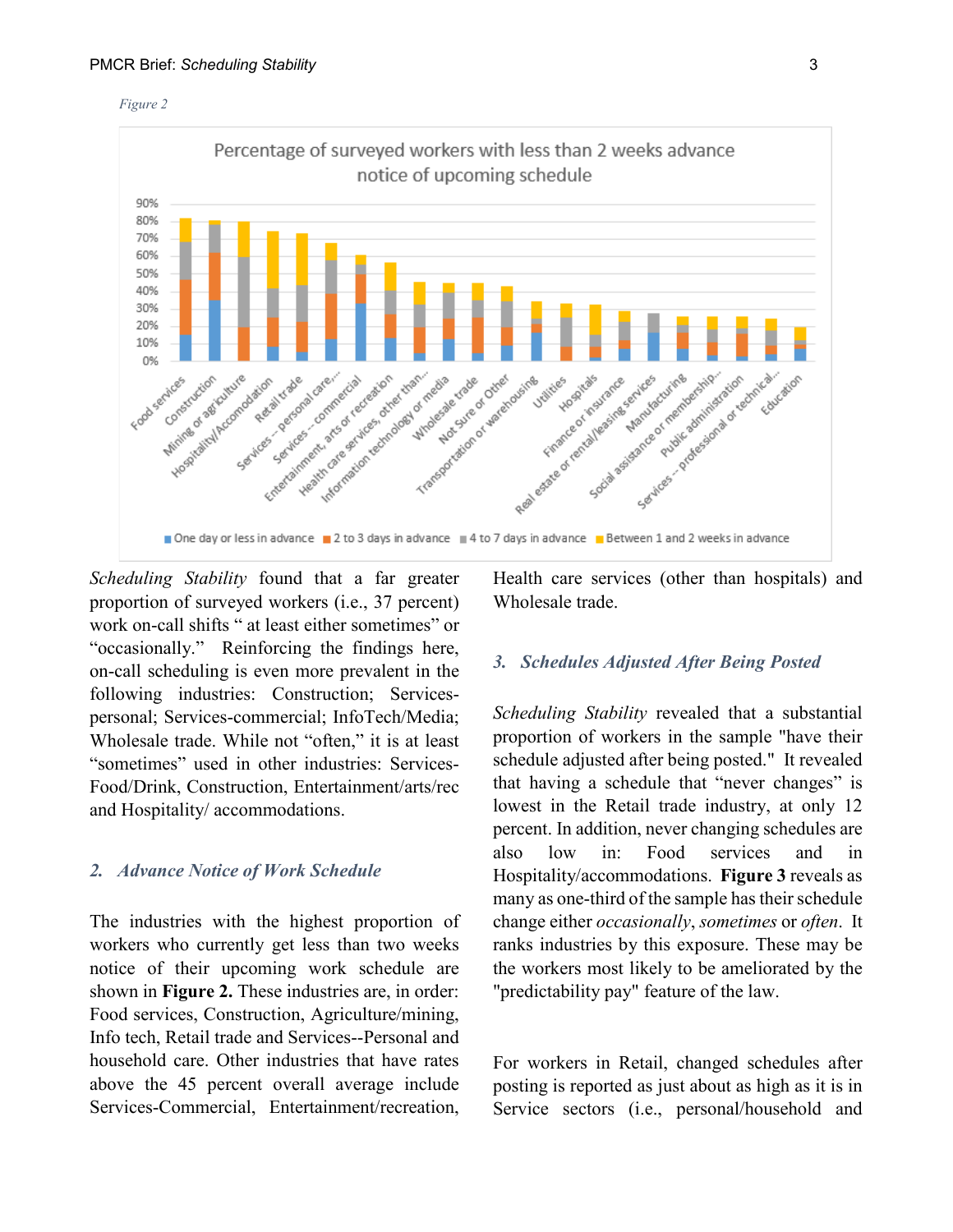*Figure 2*

Percentage of surveyed workers with less than 2 weeks advance notice of upcoming schedule

*Scheduling Stability* found that a far greater proportion of surveyed workers (i.e., 37 percent) work on-call shifts " at least either sometimes" or "occasionally." Reinforcing the findings here, on-call scheduling is even more prevalent in the following industries: Construction; Services-personal; Services-commercial; InfoTech/Media; Wholesale trade. While not "often," it is at least "sometimes" used in other industries: Services-Food/Drink, Construction, Entertainment/arts/rec and Hospitality/ accommodations.

### *2. Advance Notice of Work Schedule*

The industries with the highest proportion of workers who currently get less than two weeks notice of their upcoming work schedule are shown in **Figure 2.** These industries are, in order: Food services, Construction, Agriculture/mining, Info tech, Retail trade and Services--Personal and household care. Other industries that have rates above the 45 percent overall average include Services-Commercial, Entertainment/recreation, Health care services (other than hospitals) and Wholesale trade.

### *3. Schedules Adjusted After Being Posted*

*Scheduling Stability* revealed that a substantial proportion of workers in the sample "have their schedule adjusted after being posted." It revealed that having a schedule that "never changes" is lowest in the Retail trade industry, at only 12 percent. In addition, never changing schedules are also low in: Food services and in Hospitality/accommodations. **Figure 3** reveals as many as one-third of the sample has their schedule change either *occasionally*, *sometimes* or *often*. It ranks industries by this exposure. These may be the workers most likely to be ameliorated by the "predictability pay" feature of the law.

For workers in Retail, changed schedules after posting is reported as just about as high as it is in Service sectors (i.e., personal/household and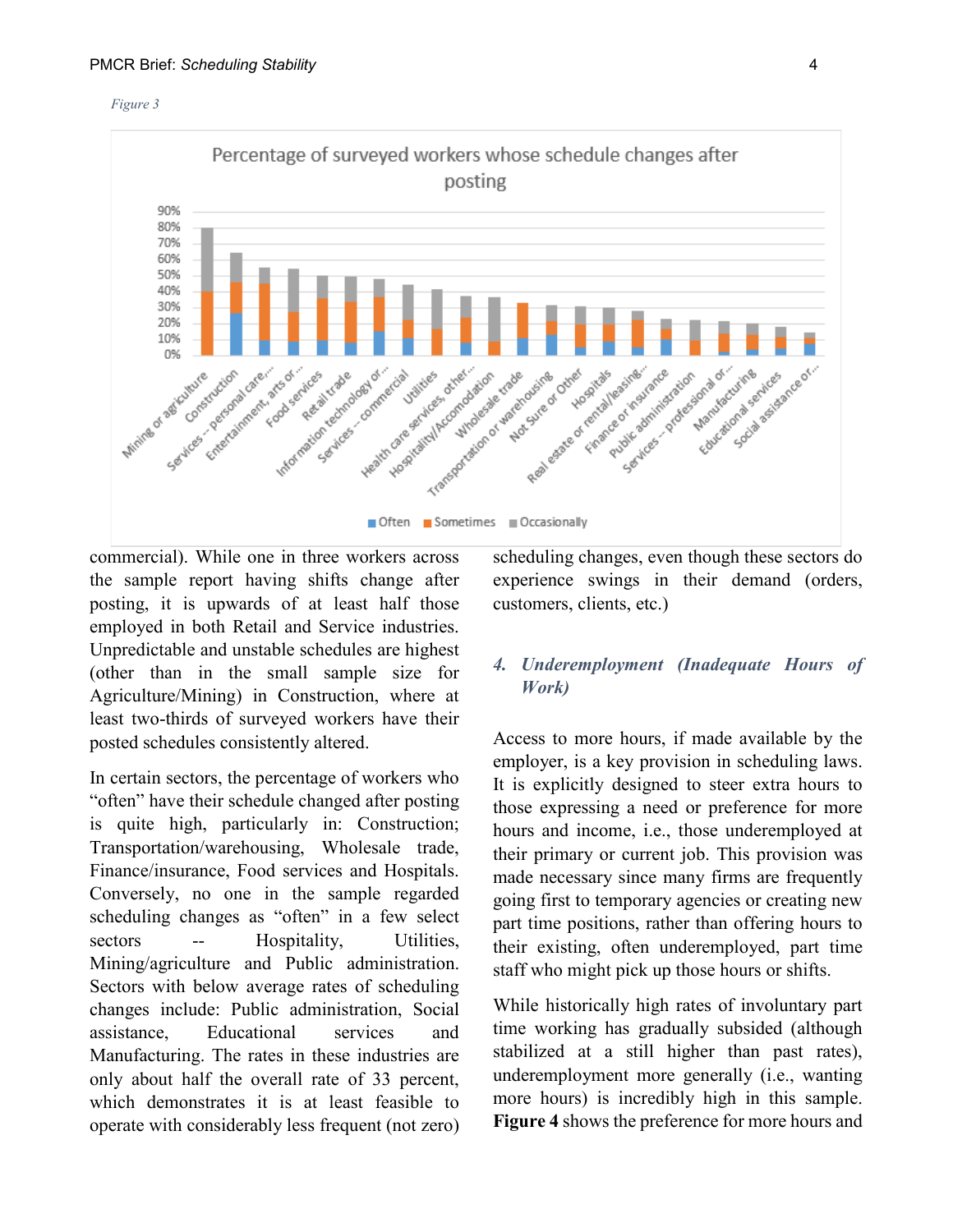*Figure 3*

commercial). While one in three workers across the sample report having shifts change after posting, it is upwards of at least half those employed in both Retail and Service industries. Unpredictable and unstable schedules are highest (other than in the small sample size for Agriculture/Mining) in Construction, where at least two-thirds of surveyed workers have their posted schedules consistently altered.

In certain sectors, the percentage of workers who "often" have their schedule changed after posting is quite high, particularly in: Construction; Transportation/warehousing, Wholesale trade, Finance/insurance, Food services and Hospitals. Conversely, no one in the sample regarded scheduling changes as "often" in a few select sectors -- Hospitality, Utilities, Mining/agriculture and Public administration. Sectors with below average rates of scheduling changes include: Public administration, Social assistance, Educational services and Manufacturing. The rates in these industries are only about half the overall rate of 33 percent, which demonstrates it is at least feasible to operate with considerably less frequent (not zero) scheduling changes, even though these sectors do experience swings in their demand (orders, customers, clients, etc.)

### 4. *Underemployment (Inadequate Hours of Work)*

Access to more hours, if made available by the employer, is a key provision in scheduling laws. It is explicitly designed to steer extra hours to those expressing a need or preference for more hours and income, i.e., those underemployed at their primary or current job. This provision was made necessary since many firms are frequently going first to temporary agencies or creating new part time positions, rather than offering hours to their existing, often underemployed, part time staff who might pick up those hours or shifts.

While historically high rates of involuntary part time working has gradually subsided (although stabilized at a still higher than past rates), underemployment more generally (i.e., wanting more hours) is incredibly high in this sample. **Figure 4** shows the preference for more hours and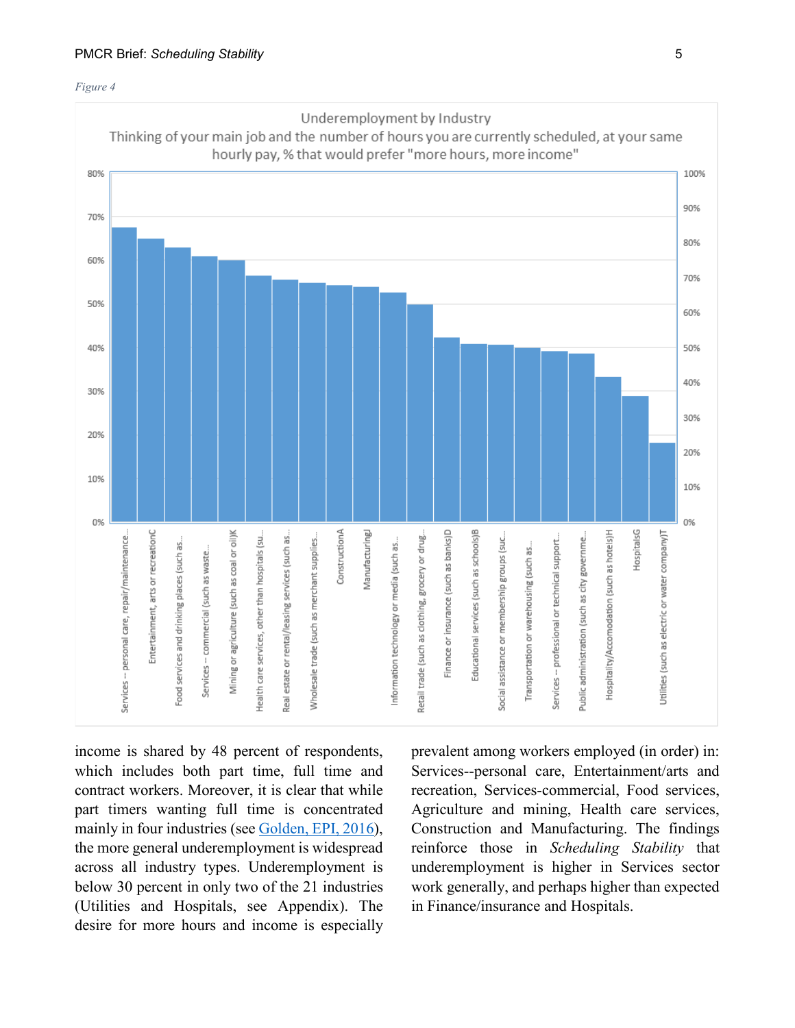*Figure 4*

Underemployment by Industry

Thinking of your main job and the number of hours you are currently scheduled, at your same hourly pay, % that would prefer "more hours, more income"

| Industry | % |
| --- | --- |
| Services -- personal care, repair/maintenance... | ~67% |
| Entertainment, arts or recreationC | ~65% |
| Food services and drinking places (such as... | ~63% |
| Services -- commercial (such as waste... | ~61% |
| Mining or agriculture (such as coal or oil)K | ~60% |
| Health care services, other than hospitals (su... | ~56% |
| Real estate or rental/leasing services (such as... | ~55% |
| Wholesale trade (such as merchant supplies... | ~55% |
| ConstructionA | ~54% |
| ManufacturingJ | ~54% |
| Information technology or media (such as... | ~52% |
| Retail trade (such as clothing, grocery or drug... | ~50% |
| Finance or insurance (such as banks)D | ~42% |
| Educational services (such as schools)B | ~41% |
| Social assistance or membership groups (suc... | ~41% |
| Transportation or warehousing (such as... | ~40% |
| Services -- professional or technical support... | ~39% |
| Public administration (such as city governme... | ~39% |
| Hospitality/Accomodation (such as hotels)H | ~33% |
| HospitalsG | ~29% |
| Utilities (such as electric or water company)T | ~18% |

income is shared by 48 percent of respondents, which includes both part time, full time and contract workers. Moreover, it is clear that while part timers wanting full time is concentrated mainly in four industries (see [Golden, EPI, 2016](#)), the more general underemployment is widespread across all industry types. Underemployment is below 30 percent in only two of the 21 industries (Utilities and Hospitals, see Appendix). The desire for more hours and income is especially prevalent among workers employed (in order) in: Services--personal care, Entertainment/arts and recreation, Services-commercial, Food services, Agriculture and mining, Health care services, Construction and Manufacturing. The findings reinforce those in *Scheduling Stability* that underemployment is higher in Services sector work generally, and perhaps higher than expected in Finance/insurance and Hospitals.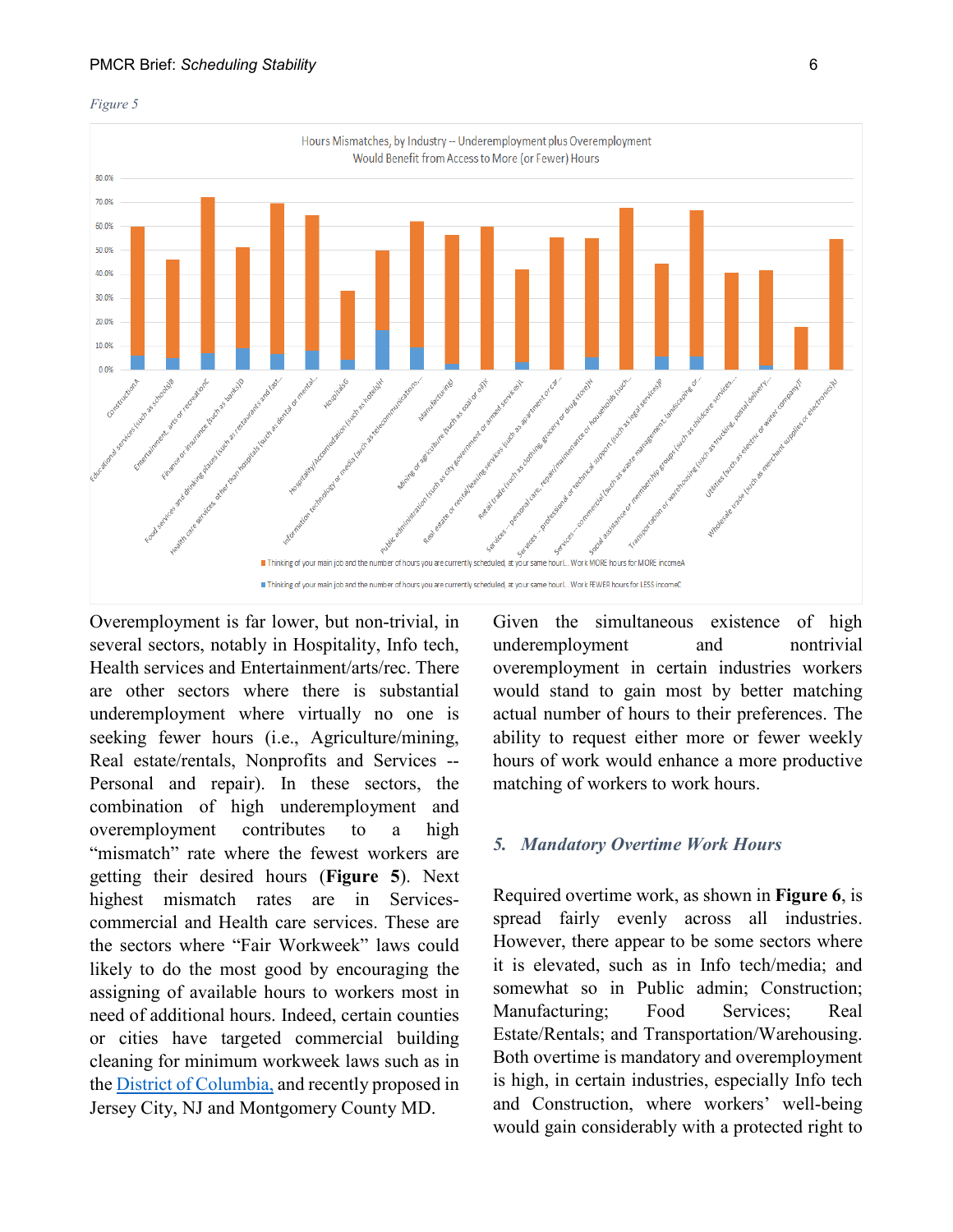*Figure 5*

Overemployment is far lower, but non-trivial, in several sectors, notably in Hospitality, Info tech, Health services and Entertainment/arts/rec. There are other sectors where there is substantial underemployment where virtually no one is seeking fewer hours (i.e., Agriculture/mining, Real estate/rentals, Nonprofits and Services -- Personal and repair). In these sectors, the combination of high underemployment and overemployment contributes to a high "mismatch" rate where the fewest workers are getting their desired hours (**Figure 5**). Next highest mismatch rates are in Services-commercial and Health care services. These are the sectors where "Fair Workweek" laws could likely to do the most good by encouraging the assigning of available hours to workers most in need of additional hours. Indeed, certain counties or cities have targeted commercial building cleaning for minimum workweek laws such as in the District of Columbia, and recently proposed in Jersey City, NJ and Montgomery County MD.

Given the simultaneous existence of high underemployment and nontrivial overemployment in certain industries workers would stand to gain most by better matching actual number of hours to their preferences. The ability to request either more or fewer weekly hours of work would enhance a more productive matching of workers to work hours.

### 5. *Mandatory Overtime Work Hours*

Required overtime work, as shown in **Figure 6**, is spread fairly evenly across all industries. However, there appear to be some sectors where it is elevated, such as in Info tech/media; and somewhat so in Public admin; Construction; Manufacturing; Food Services; Real Estate/Rentals; and Transportation/Warehousing. Both overtime is mandatory and overemployment is high, in certain industries, especially Info tech and Construction, where workers' well-being would gain considerably with a protected right to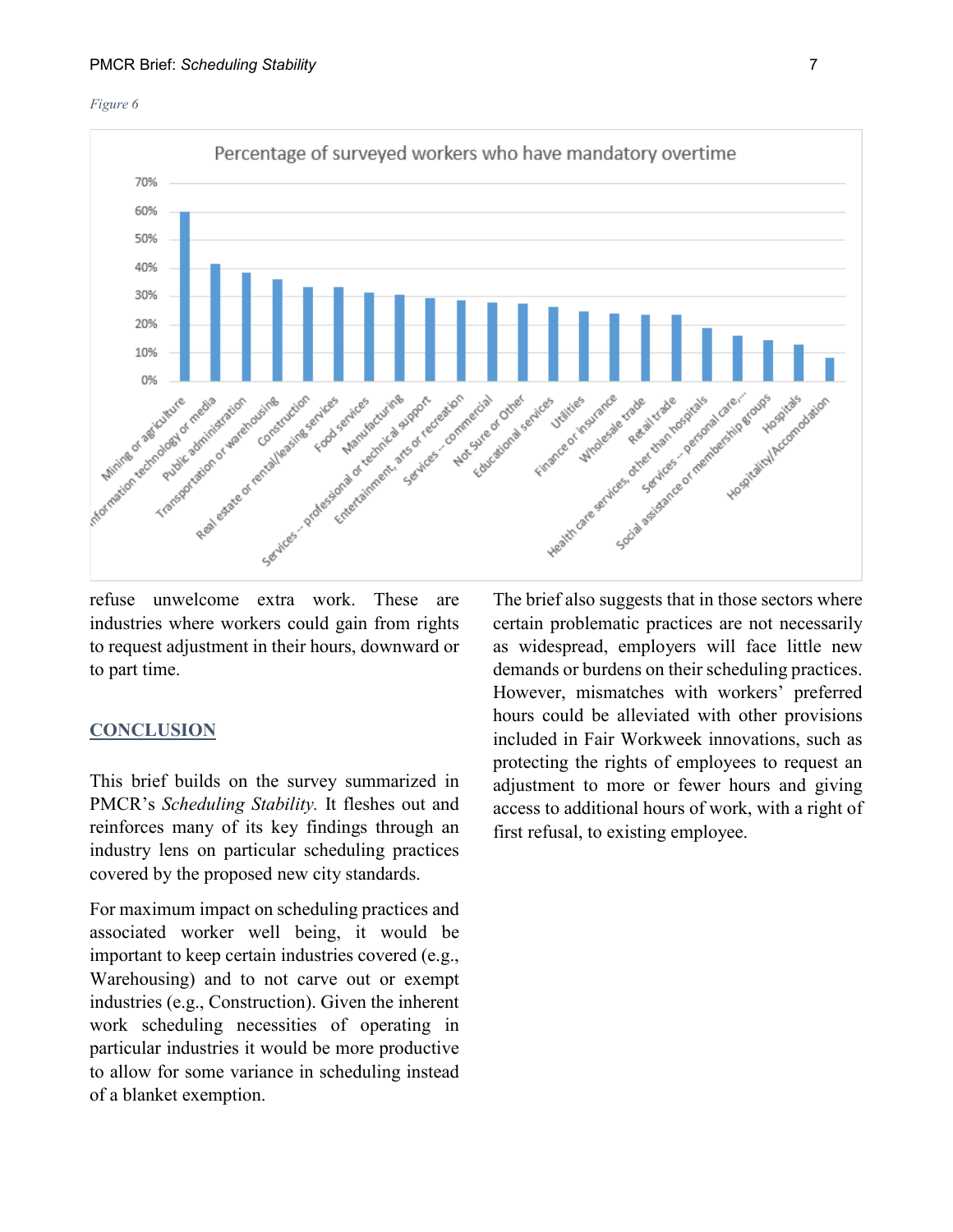*Figure 6*

Percentage of surveyed workers who have mandatory overtime

70%
60%
50%
40%
30%
20%
10%
0%

Mining or agriculture
Information technology or media
Public administration
Transportation or warehousing
Construction
Real estate or rental/leasing services
Food services
Manufacturing
Services -- professional or technical support
Entertainment, arts or recreation
Services -- commercial
Not Sure or Other
Educational services
Utilities
Finance or insurance
Wholesale trade
Retail trade
Health care services, other than hospitals
Services -- personal care,...
Social assistance or membership groups
Hospitals
Hospitality/Accomodation

refuse unwelcome extra work. These are industries where workers could gain from rights to request adjustment in their hours, downward or to part time.

## CONCLUSION

This brief builds on the survey summarized in PMCR's *Scheduling Stability.* It fleshes out and reinforces many of its key findings through an industry lens on particular scheduling practices covered by the proposed new city standards.

For maximum impact on scheduling practices and associated worker well being, it would be important to keep certain industries covered (e.g., Warehousing) and to not carve out or exempt industries (e.g., Construction). Given the inherent work scheduling necessities of operating in particular industries it would be more productive to allow for some variance in scheduling instead of a blanket exemption.

The brief also suggests that in those sectors where certain problematic practices are not necessarily as widespread, employers will face little new demands or burdens on their scheduling practices. However, mismatches with workers' preferred hours could be alleviated with other provisions included in Fair Workweek innovations, such as protecting the rights of employees to request an adjustment to more or fewer hours and giving access to additional hours of work, with a right of first refusal, to existing employee.